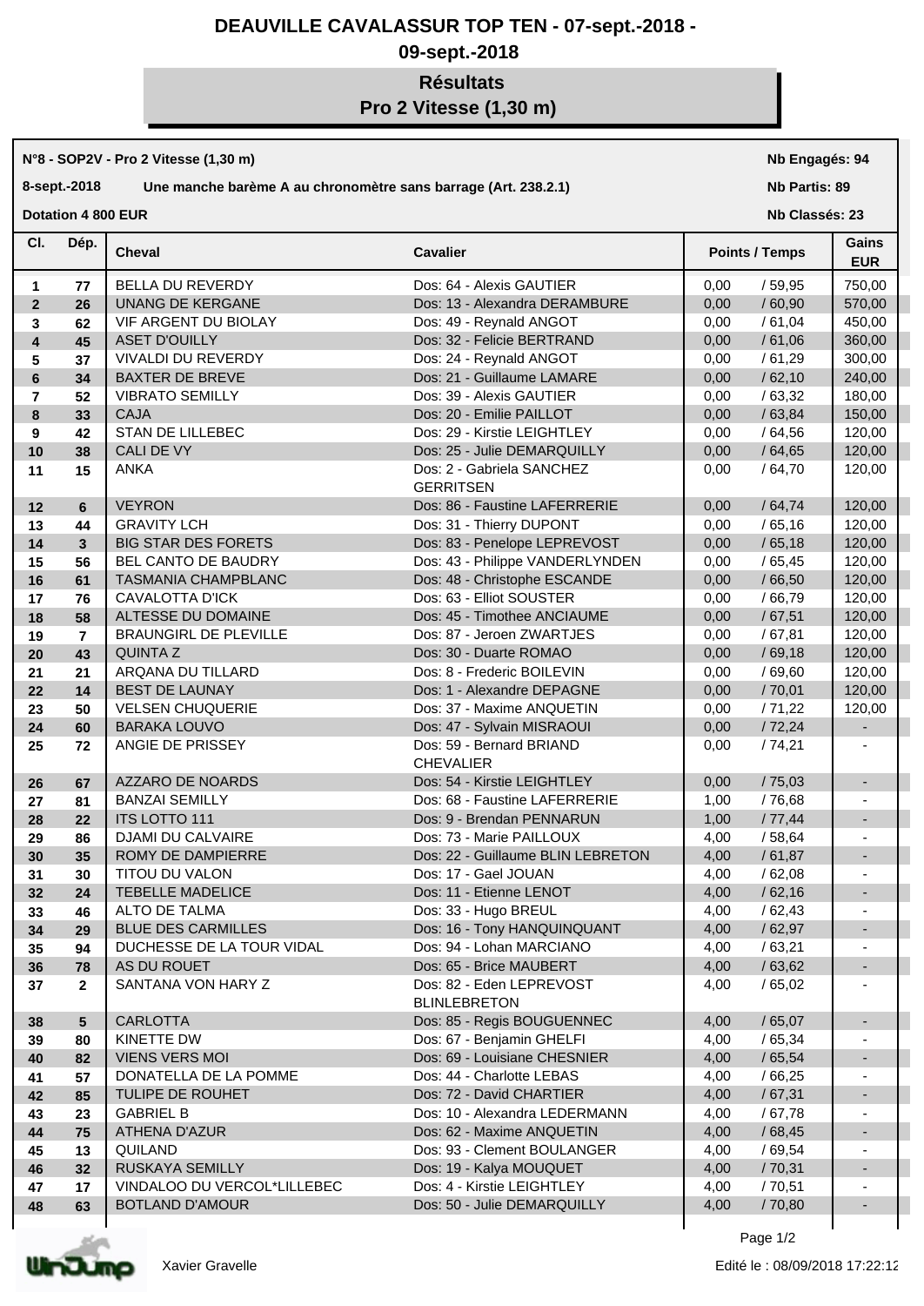# DEAUVILLE CAVALASSUR TOP TEN - 07-sept.-2018 - 09-sept.-2018

## Résultats
## Pro 2 Vitesse (1,30 m)

**N°8 - SOP2V - Pro 2 Vitesse (1,30 m)** — **Nb Engagés: 94**

**8-sept.-2018** — **Une manche barème A au chronomètre sans barrage (Art. 238.2.1)** — **Nb Partis: 89**

**Dotation 4 800 EUR** — **Nb Classés: 23**

| Cl. | Dép. | Cheval | Cavalier | Points | Temps | Gains EUR |
|---|---|---|---|---|---|---|
| 1 | 77 | BELLA DU REVERDY | Dos: 64 - Alexis GAUTIER | 0,00 | / 59,95 | 750,00 |
| 2 | 26 | UNANG DE KERGANE | Dos: 13 - Alexandra DERAMBURE | 0,00 | / 60,90 | 570,00 |
| 3 | 62 | VIF ARGENT DU BIOLAY | Dos: 49 - Reynald ANGOT | 0,00 | / 61,04 | 450,00 |
| 4 | 45 | ASET D'OUILLY | Dos: 32 - Felicie BERTRAND | 0,00 | / 61,06 | 360,00 |
| 5 | 37 | VIVALDI DU REVERDY | Dos: 24 - Reynald ANGOT | 0,00 | / 61,29 | 300,00 |
| 6 | 34 | BAXTER DE BREVE | Dos: 21 - Guillaume LAMARE | 0,00 | / 62,10 | 240,00 |
| 7 | 52 | VIBRATO SEMILLY | Dos: 39 - Alexis GAUTIER | 0,00 | / 63,32 | 180,00 |
| 8 | 33 | CAJA | Dos: 20 - Emilie PAILLOT | 0,00 | / 63,84 | 150,00 |
| 9 | 42 | STAN DE LILLEBEC | Dos: 29 - Kirstie LEIGHTLEY | 0,00 | / 64,56 | 120,00 |
| 10 | 38 | CALI DE VY | Dos: 25 - Julie DEMARQUILLY | 0,00 | / 64,65 | 120,00 |
| 11 | 15 | ANKA | Dos: 2 - Gabriela SANCHEZ GERRITSEN | 0,00 | / 64,70 | 120,00 |
| 12 | 6 | VEYRON | Dos: 86 - Faustine LAFERRERIE | 0,00 | / 64,74 | 120,00 |
| 13 | 44 | GRAVITY LCH | Dos: 31 - Thierry DUPONT | 0,00 | / 65,16 | 120,00 |
| 14 | 3 | BIG STAR DES FORETS | Dos: 83 - Penelope LEPREVOST | 0,00 | / 65,18 | 120,00 |
| 15 | 56 | BEL CANTO DE BAUDRY | Dos: 43 - Philippe VANDERLYNDEN | 0,00 | / 65,45 | 120,00 |
| 16 | 61 | TASMANIA CHAMPBLANC | Dos: 48 - Christophe ESCANDE | 0,00 | / 66,50 | 120,00 |
| 17 | 76 | CAVALOTTA D'ICK | Dos: 63 - Elliot SOUSTER | 0,00 | / 66,79 | 120,00 |
| 18 | 58 | ALTESSE DU DOMAINE | Dos: 45 - Timothee ANCIAUME | 0,00 | / 67,51 | 120,00 |
| 19 | 7 | BRAUNGIRL DE PLEVILLE | Dos: 87 - Jeroen ZWARTJES | 0,00 | / 67,81 | 120,00 |
| 20 | 43 | QUINTA Z | Dos: 30 - Duarte ROMAO | 0,00 | / 69,18 | 120,00 |
| 21 | 21 | ARQANA DU TILLARD | Dos: 8 - Frederic BOILEVIN | 0,00 | / 69,60 | 120,00 |
| 22 | 14 | BEST DE LAUNAY | Dos: 1 - Alexandre DEPAGNE | 0,00 | / 70,01 | 120,00 |
| 23 | 50 | VELSEN CHUQUERIE | Dos: 37 - Maxime ANQUETIN | 0,00 | / 71,22 | 120,00 |
| 24 | 60 | BARAKA LOUVO | Dos: 47 - Sylvain MISRAOUI | 0,00 | / 72,24 | - |
| 25 | 72 | ANGIE DE PRISSEY | Dos: 59 - Bernard BRIAND CHEVALIER | 0,00 | / 74,21 | - |
| 26 | 67 | AZZARO DE NOARDS | Dos: 54 - Kirstie LEIGHTLEY | 0,00 | / 75,03 | - |
| 27 | 81 | BANZAI SEMILLY | Dos: 68 - Faustine LAFERRERIE | 1,00 | / 76,68 | - |
| 28 | 22 | ITS LOTTO 111 | Dos: 9 - Brendan PENNARUN | 1,00 | / 77,44 | - |
| 29 | 86 | DJAMI DU CALVAIRE | Dos: 73 - Marie PAILLOUX | 4,00 | / 58,64 | - |
| 30 | 35 | ROMY DE DAMPIERRE | Dos: 22 - Guillaume BLIN LEBRETON | 4,00 | / 61,87 | - |
| 31 | 30 | TITOU DU VALON | Dos: 17 - Gael JOUAN | 4,00 | / 62,08 | - |
| 32 | 24 | TEBELLE MADELICE | Dos: 11 - Etienne LENOT | 4,00 | / 62,16 | - |
| 33 | 46 | ALTO DE TALMA | Dos: 33 - Hugo BREUL | 4,00 | / 62,43 | - |
| 34 | 29 | BLUE DES CARMILLES | Dos: 16 - Tony HANQUINQUANT | 4,00 | / 62,97 | - |
| 35 | 94 | DUCHESSE DE LA TOUR VIDAL | Dos: 94 - Lohan MARCIANO | 4,00 | / 63,21 | - |
| 36 | 78 | AS DU ROUET | Dos: 65 - Brice MAUBERT | 4,00 | / 63,62 | - |
| 37 | 2 | SANTANA VON HARY Z | Dos: 82 - Eden LEPREVOST BLINLEBRETON | 4,00 | / 65,02 | - |
| 38 | 5 | CARLOTTA | Dos: 85 - Regis BOUGUENNEC | 4,00 | / 65,07 | - |
| 39 | 80 | KINETTE DW | Dos: 67 - Benjamin GHELFI | 4,00 | / 65,34 | - |
| 40 | 82 | VIENS VERS MOI | Dos: 69 - Louisiane CHESNIER | 4,00 | / 65,54 | - |
| 41 | 57 | DONATELLA DE LA POMME | Dos: 44 - Charlotte LEBAS | 4,00 | / 66,25 | - |
| 42 | 85 | TULIPE DE ROUHET | Dos: 72 - David CHARTIER | 4,00 | / 67,31 | - |
| 43 | 23 | GABRIEL B | Dos: 10 - Alexandra LEDERMANN | 4,00 | / 67,78 | - |
| 44 | 75 | ATHENA D'AZUR | Dos: 62 - Maxime ANQUETIN | 4,00 | / 68,45 | - |
| 45 | 13 | QUILAND | Dos: 93 - Clement BOULANGER | 4,00 | / 69,54 | - |
| 46 | 32 | RUSKAYA SEMILLY | Dos: 19 - Kalya MOUQUET | 4,00 | / 70,31 | - |
| 47 | 17 | VINDALOO DU VERCOL*LILLEBEC | Dos: 4 - Kirstie LEIGHTLEY | 4,00 | / 70,51 | - |
| 48 | 63 | BOTLAND D'AMOUR | Dos: 50 - Julie DEMARQUILLY | 4,00 | / 70,80 | - |

Xavier Gravelle — Edité le : 08/09/2018 17:22:12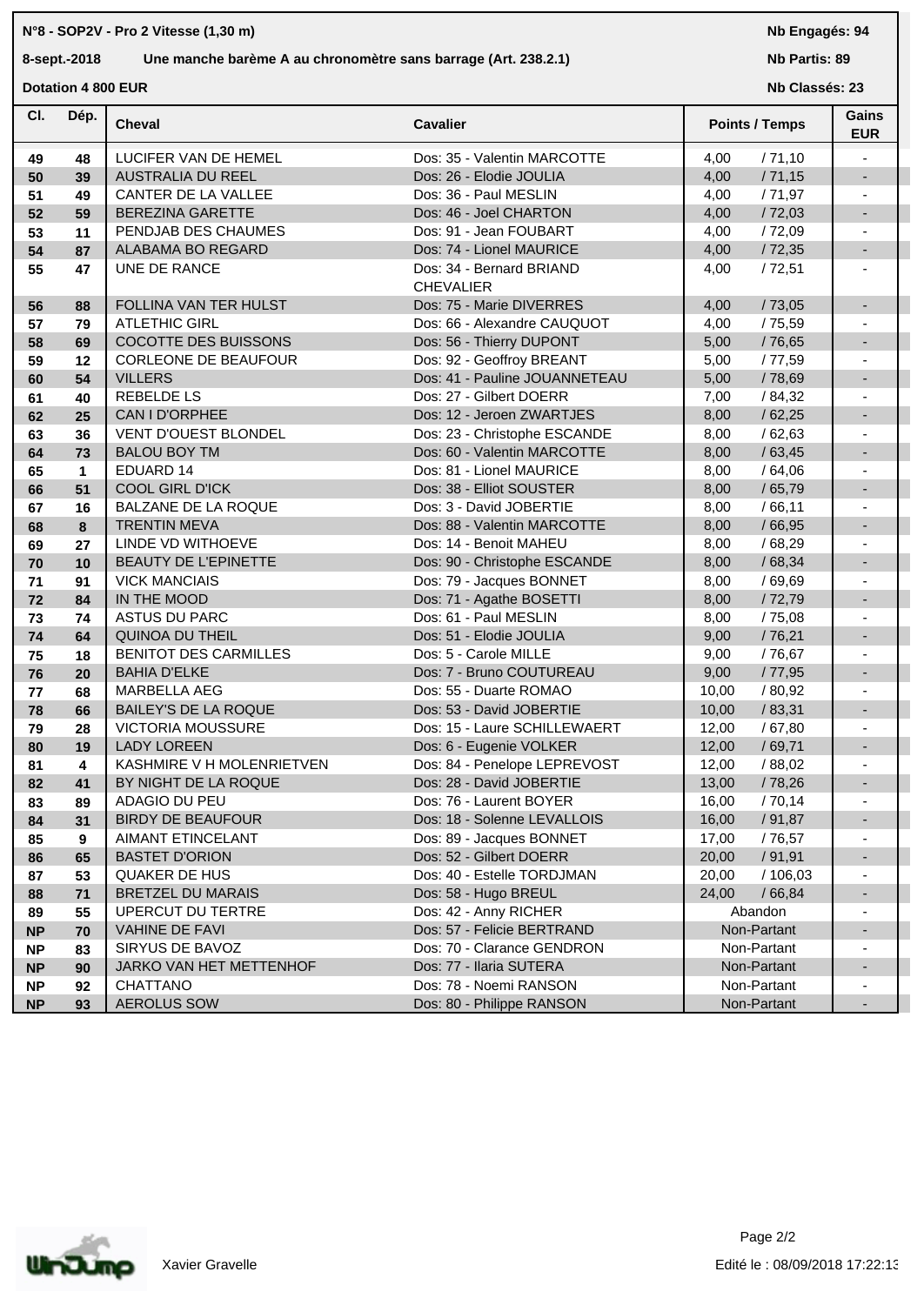**N°8 - SOP2V - Pro 2 Vitesse (1,30 m)** **Nb Engagés: 94**

**8-sept.-2018** **Une manche barème A au chronomètre sans barrage (Art. 238.2.1)** **Nb Partis: 89**

**Dotation 4 800 EUR** **Nb Classés: 23**

| Cl. | Dép. | Cheval | Cavalier | Points / Temps | Gains EUR |
|---|---|---|---|---|---|
| 49 | 48 | LUCIFER VAN DE HEMEL | Dos: 35 - Valentin MARCOTTE | 4,00 / 71,10 | - |
| 50 | 39 | AUSTRALIA DU REEL | Dos: 26 - Elodie JOULIA | 4,00 / 71,15 | - |
| 51 | 49 | CANTER DE LA VALLEE | Dos: 36 - Paul MESLIN | 4,00 / 71,97 | - |
| 52 | 59 | BEREZINA GARETTE | Dos: 46 - Joel CHARTON | 4,00 / 72,03 | - |
| 53 | 11 | PENDJAB DES CHAUMES | Dos: 91 - Jean FOUBART | 4,00 / 72,09 | - |
| 54 | 87 | ALABAMA BO REGARD | Dos: 74 - Lionel MAURICE | 4,00 / 72,35 | - |
| 55 | 47 | UNE DE RANCE | Dos: 34 - Bernard BRIAND CHEVALIER | 4,00 / 72,51 | - |
| 56 | 88 | FOLLINA VAN TER HULST | Dos: 75 - Marie DIVERRES | 4,00 / 73,05 | - |
| 57 | 79 | ATLETHIC GIRL | Dos: 66 - Alexandre CAUQUOT | 4,00 / 75,59 | - |
| 58 | 69 | COCOTTE DES BUISSONS | Dos: 56 - Thierry DUPONT | 5,00 / 76,65 | - |
| 59 | 12 | CORLEONE DE BEAUFOUR | Dos: 92 - Geoffroy BREANT | 5,00 / 77,59 | - |
| 60 | 54 | VILLERS | Dos: 41 - Pauline JOUANNETEAU | 5,00 / 78,69 | - |
| 61 | 40 | REBELDE LS | Dos: 27 - Gilbert DOERR | 7,00 / 84,32 | - |
| 62 | 25 | CAN I D'ORPHEE | Dos: 12 - Jeroen ZWARTJES | 8,00 / 62,25 | - |
| 63 | 36 | VENT D'OUEST BLONDEL | Dos: 23 - Christophe ESCANDE | 8,00 / 62,63 | - |
| 64 | 73 | BALOU BOY TM | Dos: 60 - Valentin MARCOTTE | 8,00 / 63,45 | - |
| 65 | 1 | EDUARD 14 | Dos: 81 - Lionel MAURICE | 8,00 / 64,06 | - |
| 66 | 51 | COOL GIRL D'ICK | Dos: 38 - Elliot SOUSTER | 8,00 / 65,79 | - |
| 67 | 16 | BALZANE DE LA ROQUE | Dos: 3 - David JOBERTIE | 8,00 / 66,11 | - |
| 68 | 8 | TRENTIN MEVA | Dos: 88 - Valentin MARCOTTE | 8,00 / 66,95 | - |
| 69 | 27 | LINDE VD WITHOEVE | Dos: 14 - Benoit MAHEU | 8,00 / 68,29 | - |
| 70 | 10 | BEAUTY DE L'EPINETTE | Dos: 90 - Christophe ESCANDE | 8,00 / 68,34 | - |
| 71 | 91 | VICK MANCIAIS | Dos: 79 - Jacques BONNET | 8,00 / 69,69 | - |
| 72 | 84 | IN THE MOOD | Dos: 71 - Agathe BOSETTI | 8,00 / 72,79 | - |
| 73 | 74 | ASTUS DU PARC | Dos: 61 - Paul MESLIN | 8,00 / 75,08 | - |
| 74 | 64 | QUINOA DU THEIL | Dos: 51 - Elodie JOULIA | 9,00 / 76,21 | - |
| 75 | 18 | BENITOT DES CARMILLES | Dos: 5 - Carole MILLE | 9,00 / 76,67 | - |
| 76 | 20 | BAHIA D'ELKE | Dos: 7 - Bruno COUTUREAU | 9,00 / 77,95 | - |
| 77 | 68 | MARBELLA AEG | Dos: 55 - Duarte ROMAO | 10,00 / 80,92 | - |
| 78 | 66 | BAILEY'S DE LA ROQUE | Dos: 53 - David JOBERTIE | 10,00 / 83,31 | - |
| 79 | 28 | VICTORIA MOUSSURE | Dos: 15 - Laure SCHILLEWAERT | 12,00 / 67,80 | - |
| 80 | 19 | LADY LOREEN | Dos: 6 - Eugenie VOLKER | 12,00 / 69,71 | - |
| 81 | 4 | KASHMIRE V H MOLENRIETVEN | Dos: 84 - Penelope LEPREVOST | 12,00 / 88,02 | - |
| 82 | 41 | BY NIGHT DE LA ROQUE | Dos: 28 - David JOBERTIE | 13,00 / 78,26 | - |
| 83 | 89 | ADAGIO DU PEU | Dos: 76 - Laurent BOYER | 16,00 / 70,14 | - |
| 84 | 31 | BIRDY DE BEAUFOUR | Dos: 18 - Solenne LEVALLOIS | 16,00 / 91,87 | - |
| 85 | 9 | AIMANT ETINCELANT | Dos: 89 - Jacques BONNET | 17,00 / 76,57 | - |
| 86 | 65 | BASTET D'ORION | Dos: 52 - Gilbert DOERR | 20,00 / 91,91 | - |
| 87 | 53 | QUAKER DE HUS | Dos: 40 - Estelle TORDJMAN | 20,00 / 106,03 | - |
| 88 | 71 | BRETZEL DU MARAIS | Dos: 58 - Hugo BREUL | 24,00 / 66,84 | - |
| 89 | 55 | UPERCUT DU TERTRE | Dos: 42 - Anny RICHER | Abandon | - |
| NP | 70 | VAHINE DE FAVI | Dos: 57 - Felicie BERTRAND | Non-Partant | - |
| NP | 83 | SIRYUS DE BAVOZ | Dos: 70 - Clarance GENDRON | Non-Partant | - |
| NP | 90 | JARKO VAN HET METTENHOF | Dos: 77 - Ilaria SUTERA | Non-Partant | - |
| NP | 92 | CHATTANO | Dos: 78 - Noemi RANSON | Non-Partant | - |
| NP | 93 | AEROLUS SOW | Dos: 80 - Philippe RANSON | Non-Partant | - |

Xavier Gravelle

Edité le : 08/09/2018 17:22:13